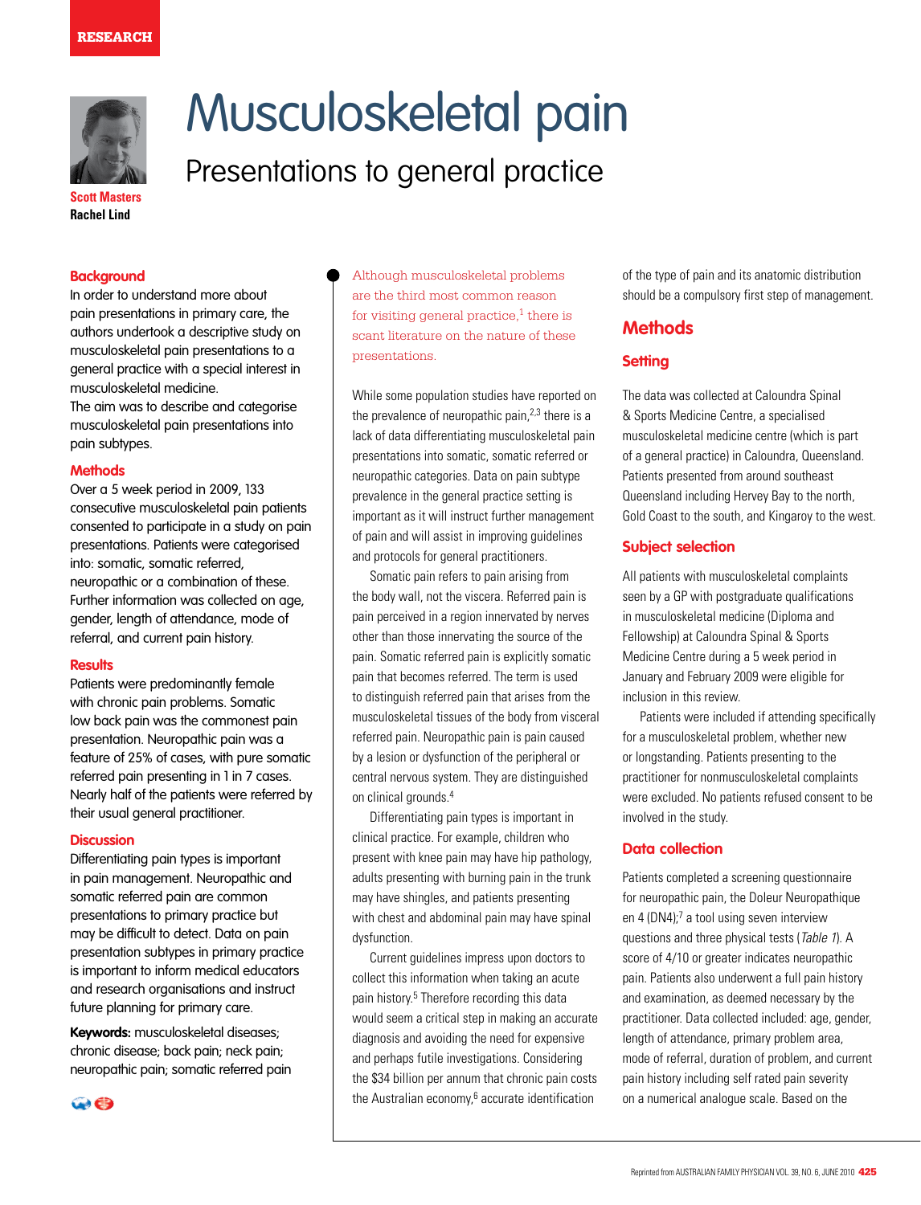RESEARCH

# Musculoskeletal pain

## Presentations to general practice

**Scott Masters**
**Rachel Lind**

### Background

In order to understand more about pain presentations in primary care, the authors undertook a descriptive study on musculoskeletal pain presentations to a general practice with a special interest in musculoskeletal medicine.

The aim was to describe and categorise musculoskeletal pain presentations into pain subtypes.

### Methods

Over a 5 week period in 2009, 133 consecutive musculoskeletal pain patients consented to participate in a study on pain presentations. Patients were categorised into: somatic, somatic referred, neuropathic or a combination of these. Further information was collected on age, gender, length of attendance, mode of referral, and current pain history.

### Results

Patients were predominantly female with chronic pain problems. Somatic low back pain was the commonest pain presentation. Neuropathic pain was a feature of 25% of cases, with pure somatic referred pain presenting in 1 in 7 cases. Nearly half of the patients were referred by their usual general practitioner.

### Discussion

Differentiating pain types is important in pain management. Neuropathic and somatic referred pain are common presentations to primary practice but may be difficult to detect. Data on pain presentation subtypes in primary practice is important to inform medical educators and research organisations and instruct future planning for primary care.

**Keywords:** musculoskeletal diseases; chronic disease; back pain; neck pain; neuropathic pain; somatic referred pain

Although musculoskeletal problems are the third most common reason for visiting general practice,[1] there is scant literature on the nature of these presentations.

While some population studies have reported on the prevalence of neuropathic pain,[2,3] there is a lack of data differentiating musculoskeletal pain presentations into somatic, somatic referred or neuropathic categories. Data on pain subtype prevalence in the general practice setting is important as it will instruct further management of pain and will assist in improving guidelines and protocols for general practitioners.

Somatic pain refers to pain arising from the body wall, not the viscera. Referred pain is pain perceived in a region innervated by nerves other than those innervating the source of the pain. Somatic referred pain is explicitly somatic pain that becomes referred. The term is used to distinguish referred pain that arises from the musculoskeletal tissues of the body from visceral referred pain. Neuropathic pain is pain caused by a lesion or dysfunction of the peripheral or central nervous system. They are distinguished on clinical grounds.[4]

Differentiating pain types is important in clinical practice. For example, children who present with knee pain may have hip pathology, adults presenting with burning pain in the trunk may have shingles, and patients presenting with chest and abdominal pain may have spinal dysfunction.

Current guidelines impress upon doctors to collect this information when taking an acute pain history.[5] Therefore recording this data would seem a critical step in making an accurate diagnosis and avoiding the need for expensive and perhaps futile investigations. Considering the $34 billion per annum that chronic pain costs the Australian economy,[6] accurate identification of the type of pain and its anatomic distribution should be a compulsory first step of management.

## Methods

### Setting

The data was collected at Caloundra Spinal & Sports Medicine Centre, a specialised musculoskeletal medicine centre (which is part of a general practice) in Caloundra, Queensland. Patients presented from around southeast Queensland including Hervey Bay to the north, Gold Coast to the south, and Kingaroy to the west.

### Subject selection

All patients with musculoskeletal complaints seen by a GP with postgraduate qualifications in musculoskeletal medicine (Diploma and Fellowship) at Caloundra Spinal & Sports Medicine Centre during a 5 week period in January and February 2009 were eligible for inclusion in this review.

Patients were included if attending specifically for a musculoskeletal problem, whether new or longstanding. Patients presenting to the practitioner for nonmusculoskeletal complaints were excluded. No patients refused consent to be involved in the study.

### Data collection

Patients completed a screening questionnaire for neuropathic pain, the Doleur Neuropathique en 4 (DN4);[7] a tool using seven interview questions and three physical tests (*Table 1*). A score of 4/10 or greater indicates neuropathic pain. Patients also underwent a full pain history and examination, as deemed necessary by the practitioner. Data collected included: age, gender, length of attendance, primary problem area, mode of referral, duration of problem, and current pain history including self rated pain severity on a numerical analogue scale. Based on the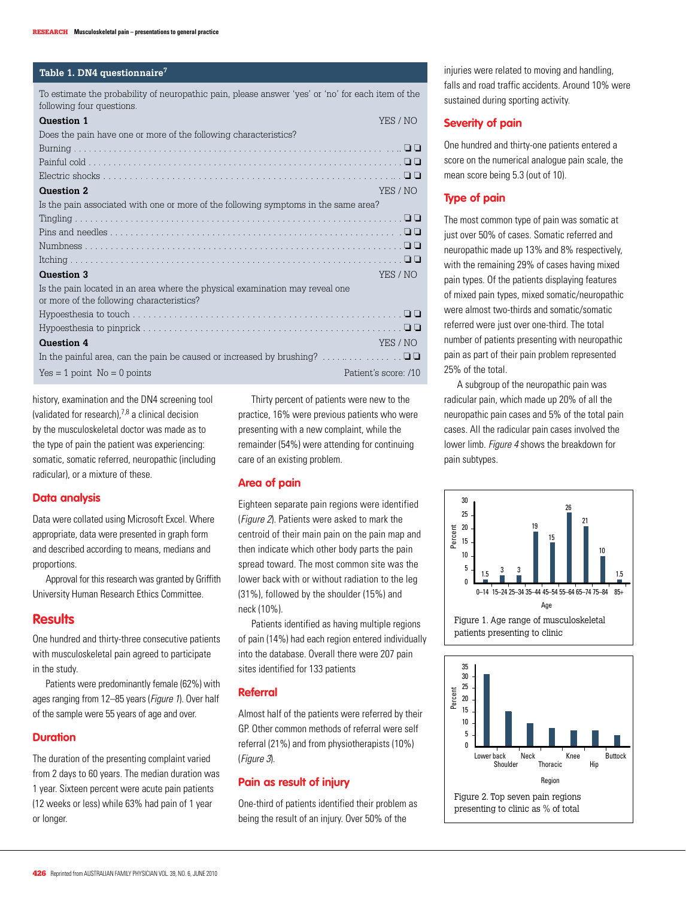**Table 1. DN4 questionnaire[7]**

To estimate the probability of neuropathic pain, please answer 'yes' or 'no' for each item of the following four questions.

| | YES / NO |
|---|---|
| **Question 1** | |
| Does the pain have one or more of the following characteristics? | |
| Burning | ❑ ❑ |
| Painful cold | ❑ ❑ |
| Electric shocks | ❑ ❑ |
| **Question 2** | |
| Is the pain associated with one or more of the following symptoms in the same area? | |
| Tingling | ❑ ❑ |
| Pins and needles | ❑ ❑ |
| Numbness | ❑ ❑ |
| Itching | ❑ ❑ |
| **Question 3** | |
| Is the pain located in an area where the physical examination may reveal one or more of the following characteristics? | |
| Hypoesthesia to touch | ❑ ❑ |
| Hypoesthesia to pinprick | ❑ ❑ |
| **Question 4** | |
| In the painful area, can the pain be caused or increased by brushing? | ❑ ❑ |
| Yes = 1 point No = 0 points | Patient's score: /10 |

history, examination and the DN4 screening tool (validated for research),[7,8] a clinical decision by the musculoskeletal doctor was made as to the type of pain the patient was experiencing: somatic, somatic referred, neuropathic (including radicular), or a mixture of these.

## Data analysis

Data were collated using Microsoft Excel. Where appropriate, data were presented in graph form and described according to means, medians and proportions.

Approval for this research was granted by Griffith University Human Research Ethics Committee.

# Results

One hundred and thirty-three consecutive patients with musculoskeletal pain agreed to participate in the study.

Patients were predominantly female (62%) with ages ranging from 12–85 years (*Figure 1*). Over half of the sample were 55 years of age and over.

## Duration

The duration of the presenting complaint varied from 2 days to 60 years. The median duration was 1 year. Sixteen percent were acute pain patients (12 weeks or less) while 63% had pain of 1 year or longer.

Thirty percent of patients were new to the practice, 16% were previous patients who were presenting with a new complaint, while the remainder (54%) were attending for continuing care of an existing problem.

## Area of pain

Eighteen separate pain regions were identified (*Figure 2*). Patients were asked to mark the centroid of their main pain on the pain map and then indicate which other body parts the pain spread toward. The most common site was the lower back with or without radiation to the leg (31%), followed by the shoulder (15%) and neck (10%).

Patients identified as having multiple regions of pain (14%) had each region entered individually into the database. Overall there were 207 pain sites identified for 133 patients

## Referral

Almost half of the patients were referred by their GP. Other common methods of referral were self referral (21%) and from physiotherapists (10%) (*Figure 3*).

## Pain as result of injury

One-third of patients identified their problem as being the result of an injury. Over 50% of the injuries were related to moving and handling, falls and road traffic accidents. Around 10% were sustained during sporting activity.

## Severity of pain

One hundred and thirty-one patients entered a score on the numerical analogue pain scale, the mean score being 5.3 (out of 10).

## Type of pain

The most common type of pain was somatic at just over 50% of cases. Somatic referred and neuropathic made up 13% and 8% respectively, with the remaining 29% of cases having mixed pain types. Of the patients displaying features of mixed pain types, mixed somatic/neuropathic were almost two-thirds and somatic/somatic referred were just over one-third. The total number of patients presenting with neuropathic pain as part of their pain problem represented 25% of the total.

A subgroup of the neuropathic pain was radicular pain, which made up 20% of all the neuropathic pain cases and 5% of the total pain cases. All the radicular pain cases involved the lower limb. *Figure 4* shows the breakdown for pain subtypes.

| Age | 0–14 | 15–24 | 25–34 | 35–44 | 45–54 | 55–64 | 65–74 | 75–84 | 85+ |
|---|---|---|---|---|---|---|---|---|---|
| Percent | 1.5 | 3 | 3 | 19 | 15 | 26 | 21 | 10 | 1.5 |

Figure 1. Age range of musculoskeletal patients presenting to clinic

| Region | Lower back | Shoulder | Neck | Thoracic | Knee | Hip | Buttock |
|---|---|---|---|---|---|---|---|
| Percent | 31 | 15 | 10 | ~8 | ~7 | ~7 | ~5 |

Figure 2. Top seven pain regions presenting to clinic as % of total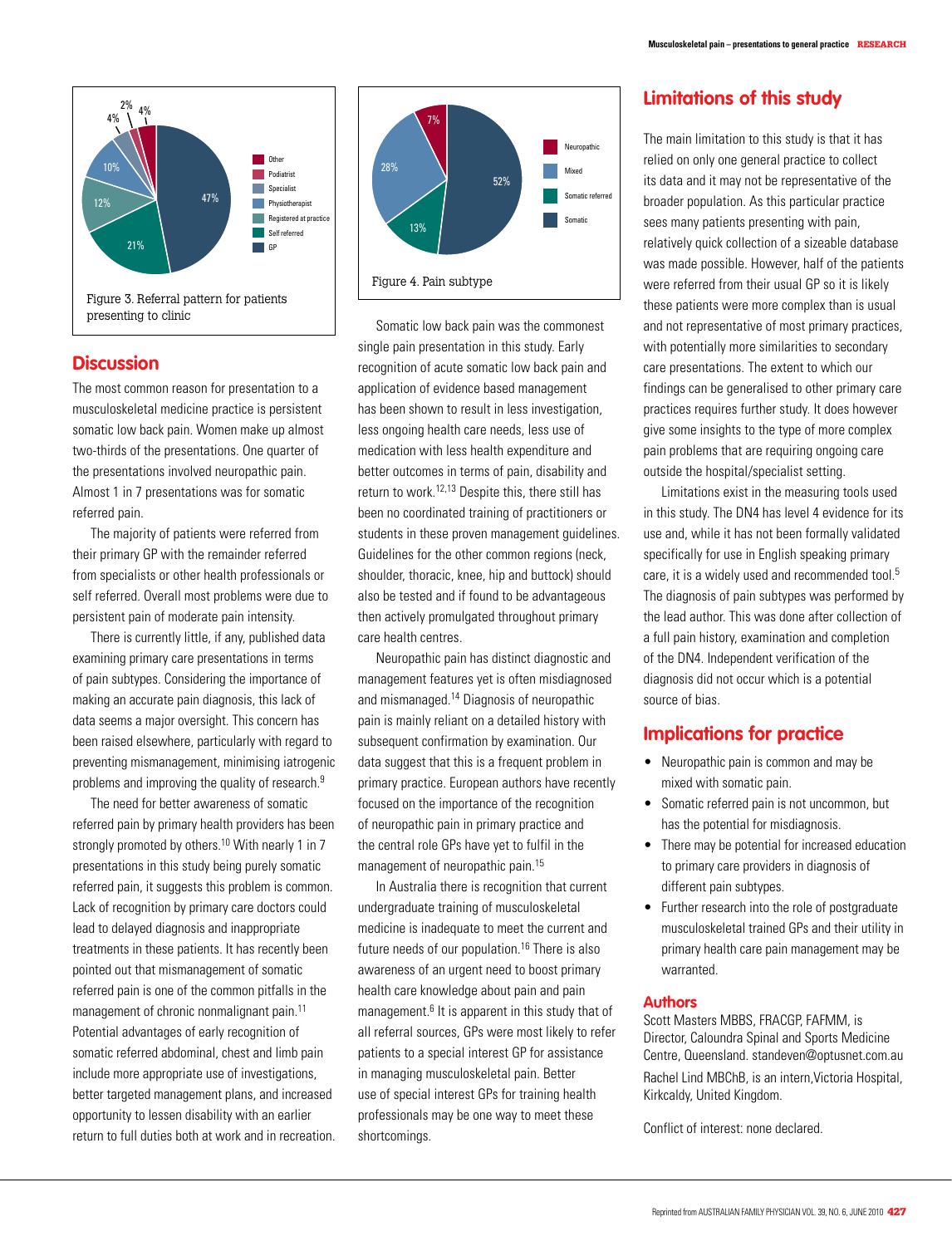Figure 3. Referral pattern for patients presenting to clinic

Figure 4. Pain subtype

## Discussion

The most common reason for presentation to a musculoskeletal medicine practice is persistent somatic low back pain. Women make up almost two-thirds of the presentations. One quarter of the presentations involved neuropathic pain. Almost 1 in 7 presentations was for somatic referred pain.

The majority of patients were referred from their primary GP with the remainder referred from specialists or other health professionals or self referred. Overall most problems were due to persistent pain of moderate pain intensity.

There is currently little, if any, published data examining primary care presentations in terms of pain subtypes. Considering the importance of making an accurate pain diagnosis, this lack of data seems a major oversight. This concern has been raised elsewhere, particularly with regard to preventing mismanagement, minimising iatrogenic problems and improving the quality of research.[9]

The need for better awareness of somatic referred pain by primary health providers has been strongly promoted by others.[10] With nearly 1 in 7 presentations in this study being purely somatic referred pain, it suggests this problem is common. Lack of recognition by primary care doctors could lead to delayed diagnosis and inappropriate treatments in these patients. It has recently been pointed out that mismanagement of somatic referred pain is one of the common pitfalls in the management of chronic nonmalignant pain.[11] Potential advantages of early recognition of somatic referred abdominal, chest and limb pain include more appropriate use of investigations, better targeted management plans, and increased opportunity to lessen disability with an earlier return to full duties both at work and in recreation.

Somatic low back pain was the commonest single pain presentation in this study. Early recognition of acute somatic low back pain and application of evidence based management has been shown to result in less investigation, less ongoing health care needs, less use of medication with less health expenditure and better outcomes in terms of pain, disability and return to work.[12,13] Despite this, there still has been no coordinated training of practitioners or students in these proven management guidelines. Guidelines for the other common regions (neck, shoulder, thoracic, knee, hip and buttock) should also be tested and if found to be advantageous then actively promulgated throughout primary care health centres.

Neuropathic pain has distinct diagnostic and management features yet is often misdiagnosed and mismanaged.[14] Diagnosis of neuropathic pain is mainly reliant on a detailed history with subsequent confirmation by examination. Our data suggest that this is a frequent problem in primary practice. European authors have recently focused on the importance of the recognition of neuropathic pain in primary practice and the central role GPs have yet to fulfil in the management of neuropathic pain.[15]

In Australia there is recognition that current undergraduate training of musculoskeletal medicine is inadequate to meet the current and future needs of our population.[16] There is also awareness of an urgent need to boost primary health care knowledge about pain and pain management.[6] It is apparent in this study that of all referral sources, GPs were most likely to refer patients to a special interest GP for assistance in managing musculoskeletal pain. Better use of special interest GPs for training health professionals may be one way to meet these shortcomings.

## Limitations of this study

The main limitation to this study is that it has relied on only one general practice to collect its data and it may not be representative of the broader population. As this particular practice sees many patients presenting with pain, relatively quick collection of a sizeable database was made possible. However, half of the patients were referred from their usual GP so it is likely these patients were more complex than is usual and not representative of most primary practices, with potentially more similarities to secondary care presentations. The extent to which our findings can be generalised to other primary care practices requires further study. It does however give some insights to the type of more complex pain problems that are requiring ongoing care outside the hospital/specialist setting.

Limitations exist in the measuring tools used in this study. The DN4 has level 4 evidence for its use and, while it has not been formally validated specifically for use in English speaking primary care, it is a widely used and recommended tool.[5] The diagnosis of pain subtypes was performed by the lead author. This was done after collection of a full pain history, examination and completion of the DN4. Independent verification of the diagnosis did not occur which is a potential source of bias.

## Implications for practice

- Neuropathic pain is common and may be mixed with somatic pain.
- Somatic referred pain is not uncommon, but has the potential for misdiagnosis.
- There may be potential for increased education to primary care providers in diagnosis of different pain subtypes.
- Further research into the role of postgraduate musculoskeletal trained GPs and their utility in primary health care pain management may be warranted.

### Authors

Scott Masters MBBS, FRACGP, FAFMM, is Director, Caloundra Spinal and Sports Medicine Centre, Queensland. standeven@optusnet.com.au

Rachel Lind MBChB, is an intern,Victoria Hospital, Kirkcaldy, United Kingdom.

Conflict of interest: none declared.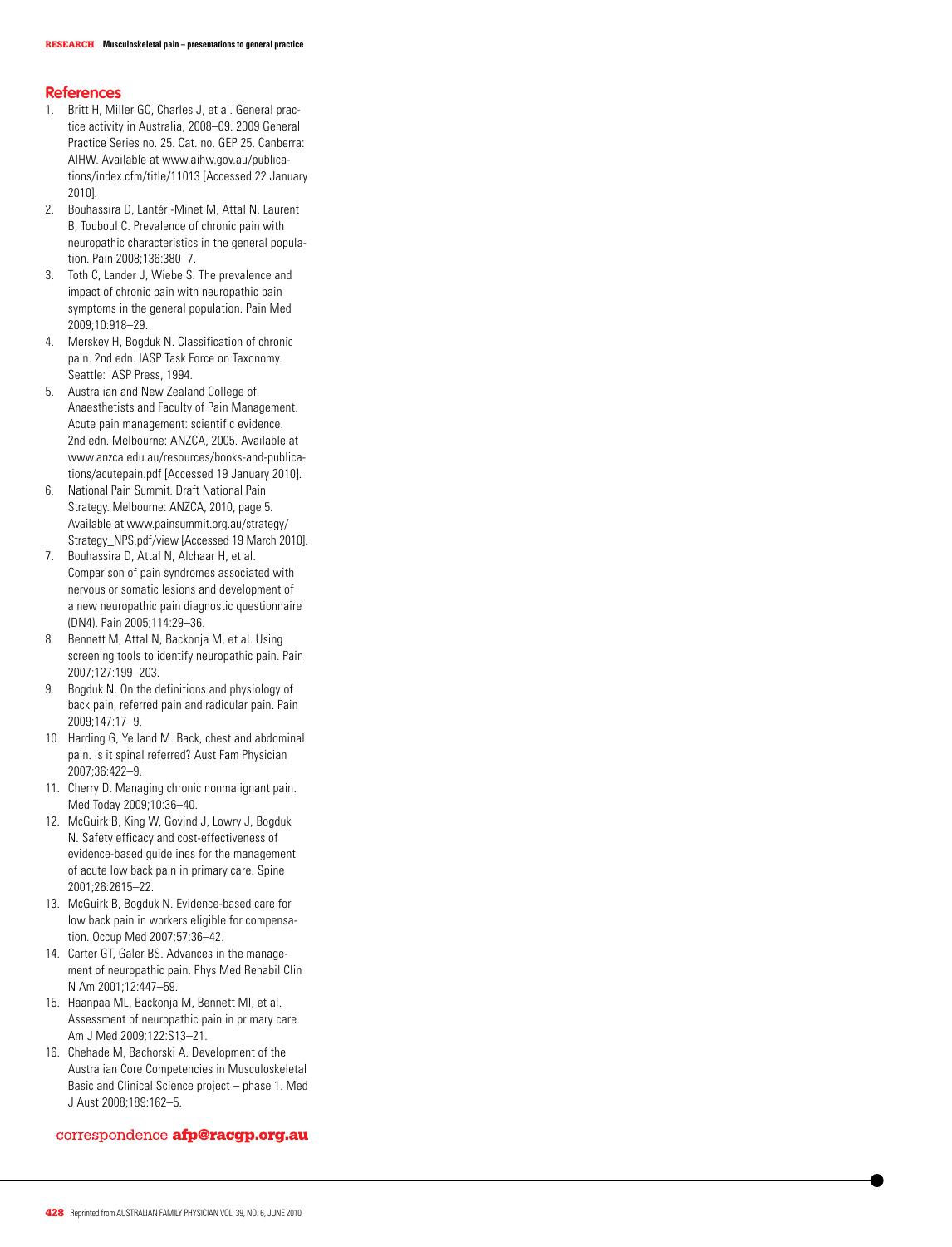## References

1. Britt H, Miller GC, Charles J, et al. General practice activity in Australia, 2008–09. 2009 General Practice Series no. 25. Cat. no. GEP 25. Canberra: AIHW. Available at www.aihw.gov.au/publications/index.cfm/title/11013 [Accessed 22 January 2010].
2. Bouhassira D, Lantéri-Minet M, Attal N, Laurent B, Touboul C. Prevalence of chronic pain with neuropathic characteristics in the general population. Pain 2008;136:380–7.
3. Toth C, Lander J, Wiebe S. The prevalence and impact of chronic pain with neuropathic pain symptoms in the general population. Pain Med 2009;10:918–29.
4. Merskey H, Bogduk N. Classification of chronic pain. 2nd edn. IASP Task Force on Taxonomy. Seattle: IASP Press, 1994.
5. Australian and New Zealand College of Anaesthetists and Faculty of Pain Management. Acute pain management: scientific evidence. 2nd edn. Melbourne: ANZCA, 2005. Available at www.anzca.edu.au/resources/books-and-publications/acutepain.pdf [Accessed 19 January 2010].
6. National Pain Summit. Draft National Pain Strategy. Melbourne: ANZCA, 2010, page 5. Available at www.painsummit.org.au/strategy/Strategy_NPS.pdf/view [Accessed 19 March 2010].
7. Bouhassira D, Attal N, Alchaar H, et al. Comparison of pain syndromes associated with nervous or somatic lesions and development of a new neuropathic pain diagnostic questionnaire (DN4). Pain 2005;114:29–36.
8. Bennett M, Attal N, Backonja M, et al. Using screening tools to identify neuropathic pain. Pain 2007;127:199–203.
9. Bogduk N. On the definitions and physiology of back pain, referred pain and radicular pain. Pain 2009;147:17–9.
10. Harding G, Yelland M. Back, chest and abdominal pain. Is it spinal referred? Aust Fam Physician 2007;36:422–9.
11. Cherry D. Managing chronic nonmalignant pain. Med Today 2009;10:36–40.
12. McGuirk B, King W, Govind J, Lowry J, Bogduk N. Safety efficacy and cost-effectiveness of evidence-based guidelines for the management of acute low back pain in primary care. Spine 2001;26:2615–22.
13. McGuirk B, Bogduk N. Evidence-based care for low back pain in workers eligible for compensation. Occup Med 2007;57:36–42.
14. Carter GT, Galer BS. Advances in the management of neuropathic pain. Phys Med Rehabil Clin N Am 2001;12:447–59.
15. Haanpaa ML, Backonja M, Bennett MI, et al. Assessment of neuropathic pain in primary care. Am J Med 2009;122:S13–21.
16. Chehade M, Bachorski A. Development of the Australian Core Competencies in Musculoskeletal Basic and Clinical Science project – phase 1. Med J Aust 2008;189:162–5.

correspondence **afp@racgp.org.au**